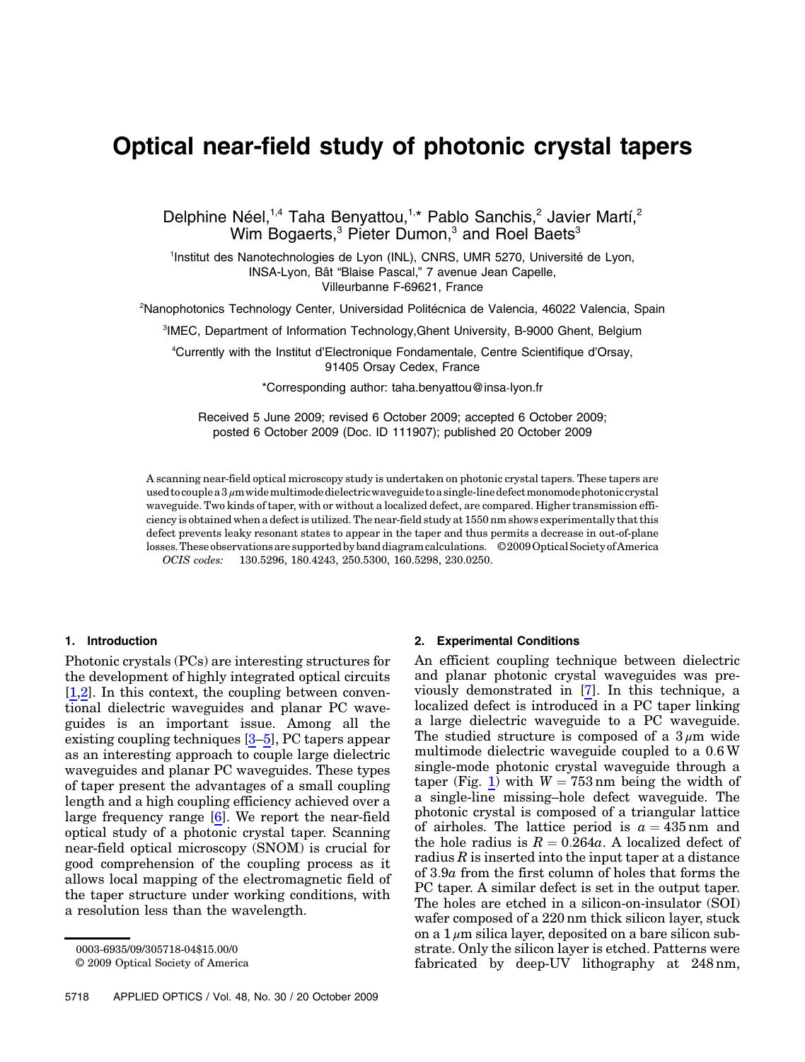# Optical near-field study of photonic crystal tapers

Delphine Néel,[1,4] Taha Benyattou,[1,*] Pablo Sanchis,[2] Javier Martí,[2] Wim Bogaerts,[3] Pieter Dumon,[3] and Roel Baets[3]

[1]Institut des Nanotechnologies de Lyon (INL), CNRS, UMR 5270, Université de Lyon, INSA-Lyon, Bât "Blaise Pascal," 7 avenue Jean Capelle, Villeurbanne F-69621, France

[2]Nanophotonics Technology Center, Universidad Politécnica de Valencia, 46022 Valencia, Spain

[3]IMEC, Department of Information Technology,Ghent University, B-9000 Ghent, Belgium

[4]Currently with the Institut d'Electronique Fondamentale, Centre Scientifique d'Orsay, 91405 Orsay Cedex, France

*Corresponding author: taha.benyattou@insa-lyon.fr

Received 5 June 2009; revised 6 October 2009; accepted 6 October 2009; posted 6 October 2009 (Doc. ID 111907); published 20 October 2009

A scanning near-field optical microscopy study is undertaken on photonic crystal tapers. These tapers are used to couple a 3 μm wide multimode dielectric waveguide to a single-line defect monomode photonic crystal waveguide. Two kinds of taper, with or without a localized defect, are compared. Higher transmission efficiency is obtained when a defect is utilized. The near-field study at 1550 nm shows experimentally that this defect prevents leaky resonant states to appear in the taper and thus permits a decrease in out-of-plane losses. These observations are supported by band diagram calculations. © 2009 Optical Society of America

*OCIS codes:* 130.5296, 180.4243, 250.5300, 160.5298, 230.0250.

## 1. Introduction

Photonic crystals (PCs) are interesting structures for the development of highly integrated optical circuits [1,2]. In this context, the coupling between conventional dielectric waveguides and planar PC waveguides is an important issue. Among all the existing coupling techniques [3–5], PC tapers appear as an interesting approach to couple large dielectric waveguides and planar PC waveguides. These types of taper present the advantages of a small coupling length and a high coupling efficiency achieved over a large frequency range [6]. We report the near-field optical study of a photonic crystal taper. Scanning near-field optical microscopy (SNOM) is crucial for good comprehension of the coupling process as it allows local mapping of the electromagnetic field of the taper structure under working conditions, with a resolution less than the wavelength.

## 2. Experimental Conditions

An efficient coupling technique between dielectric and planar photonic crystal waveguides was previously demonstrated in [7]. In this technique, a localized defect is introduced in a PC taper linking a large dielectric waveguide to a PC waveguide. The studied structure is composed of a 3 μm wide multimode dielectric waveguide coupled to a 0.6 W single-mode photonic crystal waveguide through a taper (Fig. 1) with $W = 753$ nm being the width of a single-line missing–hole defect waveguide. The photonic crystal is composed of a triangular lattice of airholes. The lattice period is $a = 435$ nm and the hole radius is $R = 0.264a$. A localized defect of radius $R$ is inserted into the input taper at a distance of $3.9a$ from the first column of holes that forms the PC taper. A similar defect is set in the output taper. The holes are etched in a silicon-on-insulator (SOI) wafer composed of a 220 nm thick silicon layer, stuck on a 1 μm silica layer, deposited on a bare silicon substrate. Only the silicon layer is etched. Patterns were fabricated by deep-UV lithography at 248 nm,

0003-6935/09/305718-04$15.00/0
© 2009 Optical Society of America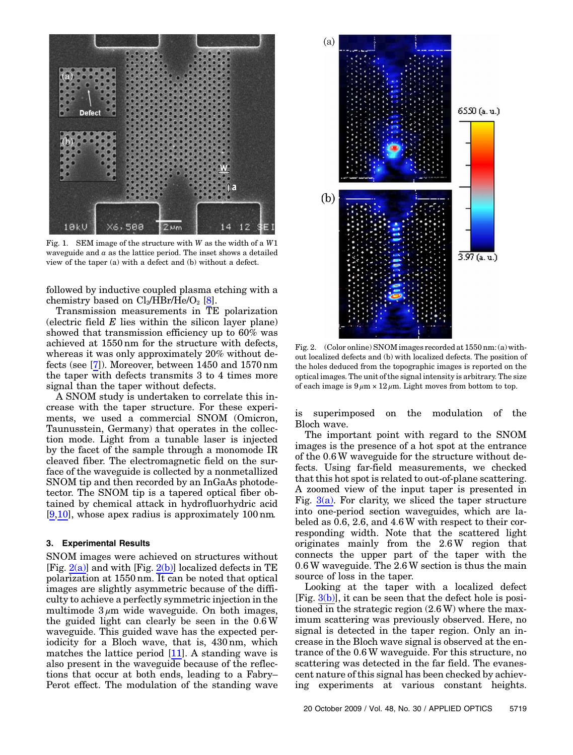Fig. 1. SEM image of the structure with $W$ as the width of a $W1$ waveguide and $a$ as the lattice period. The inset shows a detailed view of the taper (a) with a defect and (b) without a defect.

followed by inductive coupled plasma etching with a chemistry based on $Cl_2/HBr/He/O_2$ [8].

Transmission measurements in TE polarization (electric field $E$ lies within the silicon layer plane) showed that transmission efficiency up to 60% was achieved at 1550 nm for the structure with defects, whereas it was only approximately 20% without defects (see [7]). Moreover, between 1450 and 1570 nm the taper with defects transmits 3 to 4 times more signal than the taper without defects.

A SNOM study is undertaken to correlate this increase with the taper structure. For these experiments, we used a commercial SNOM (Omicron, Taunusstein, Germany) that operates in the collection mode. Light from a tunable laser is injected by the facet of the sample through a monomode IR cleaved fiber. The electromagnetic field on the surface of the waveguide is collected by a nonmetallized SNOM tip and then recorded by an InGaAs photodetector. The SNOM tip is a tapered optical fiber obtained by chemical attack in hydrofluorhydric acid [9,10], whose apex radius is approximately 100 nm.

### 3. Experimental Results

SNOM images were achieved on structures without [Fig. 2(a)] and with [Fig. 2(b)] localized defects in TE polarization at 1550 nm. It can be noted that optical images are slightly asymmetric because of the difficulty to achieve a perfectly symmetric injection in the multimode 3 $\mu$m wide waveguide. On both images, the guided light can clearly be seen in the 0.6 W waveguide. This guided wave has the expected periodicity for a Bloch wave, that is, 430 nm, which matches the lattice period [11]. A standing wave is also present in the waveguide because of the reflections that occur at both ends, leading to a Fabry–Perot effect. The modulation of the standing wave is superimposed on the modulation of the Bloch wave.

Fig. 2. (Color online) SNOM images recorded at 1550 nm: (a) without localized defects and (b) with localized defects. The position of the holes deduced from the topographic images is reported on the optical images. The unit of the signal intensity is arbitrary. The size of each image is 9 $\mu$m × 12 $\mu$m. Light moves from bottom to top.

The important point with regard to the SNOM images is the presence of a hot spot at the entrance of the 0.6 W waveguide for the structure without defects. Using far-field measurements, we checked that this hot spot is related to out-of-plane scattering. A zoomed view of the input taper is presented in Fig. 3(a). For clarity, we sliced the taper structure into one-period section waveguides, which are labeled as 0.6, 2.6, and 4.6 W with respect to their corresponding width. Note that the scattered light originates mainly from the 2.6 W region that connects the upper part of the taper with the 0.6 W waveguide. The 2.6 W section is thus the main source of loss in the taper.

Looking at the taper with a localized defect [Fig. 3(b)], it can be seen that the defect hole is positioned in the strategic region (2.6 W) where the maximum scattering was previously observed. Here, no signal is detected in the taper region. Only an increase in the Bloch wave signal is observed at the entrance of the 0.6 W waveguide. For this structure, no scattering was detected in the far field. The evanescent nature of this signal has been checked by achieving experiments at various constant heights.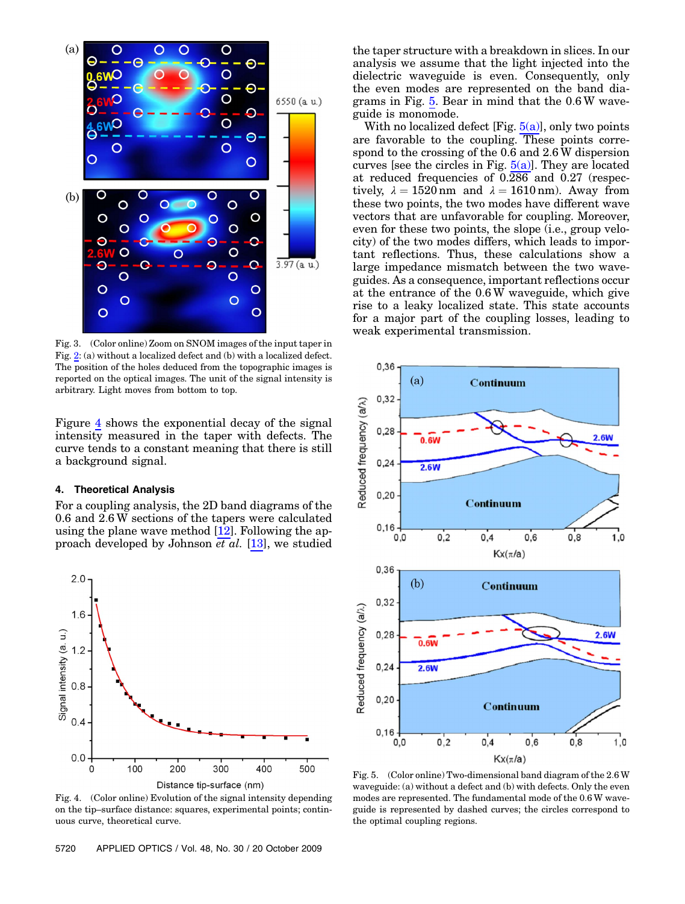Fig. 3. (Color online) Zoom on SNOM images of the input taper in Fig. 2: (a) without a localized defect and (b) with a localized defect. The position of the holes deduced from the topographic images is reported on the optical images. The unit of the signal intensity is arbitrary. Light moves from bottom to top.

Figure 4 shows the exponential decay of the signal intensity measured in the taper with defects. The curve tends to a constant meaning that there is still a background signal.

### 4. Theoretical Analysis

For a coupling analysis, the 2D band diagrams of the 0.6 and 2.6 W sections of the tapers were calculated using the plane wave method [12]. Following the approach developed by Johnson *et al.* [13], we studied the taper structure with a breakdown in slices. In our analysis we assume that the light injected into the dielectric waveguide is even. Consequently, only the even modes are represented on the band diagrams in Fig. 5. Bear in mind that the 0.6 W waveguide is monomode.

With no localized defect [Fig. 5(a)], only two points are favorable to the coupling. These points correspond to the crossing of the 0.6 and 2.6 W dispersion curves [see the circles in Fig. 5(a)]. They are located at reduced frequencies of 0.286 and 0.27 (respectively, $\lambda = 1520\,\text{nm}$ and $\lambda = 1610\,\text{nm}$). Away from these two points, the two modes have different wave vectors that are unfavorable for coupling. Moreover, even for these two points, the slope (i.e., group velocity) of the two modes differs, which leads to important reflections. Thus, these calculations show a large impedance mismatch between the two waveguides. As a consequence, important reflections occur at the entrance of the 0.6 W waveguide, which give rise to a leaky localized state. This state accounts for a major part of the coupling losses, leading to weak experimental transmission.

Fig. 4. (Color online) Evolution of the signal intensity depending on the tip–surface distance: squares, experimental points; continuous curve, theoretical curve.

Fig. 5. (Color online) Two-dimensional band diagram of the 2.6 W waveguide: (a) without a defect and (b) with defects. Only the even modes are represented. The fundamental mode of the 0.6 W waveguide is represented by dashed curves; the circles correspond to the optimal coupling regions.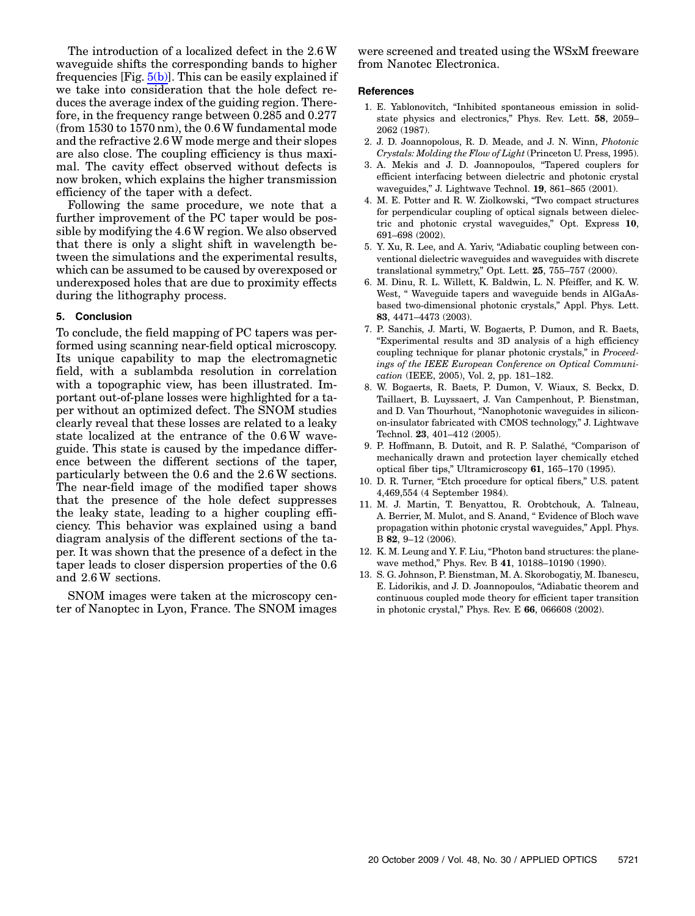The introduction of a localized defect in the 2.6 W waveguide shifts the corresponding bands to higher frequencies [Fig. 5(b)]. This can be easily explained if we take into consideration that the hole defect reduces the average index of the guiding region. Therefore, in the frequency range between 0.285 and 0.277 (from 1530 to 1570 nm), the 0.6 W fundamental mode and the refractive 2.6 W mode merge and their slopes are also close. The coupling efficiency is thus maximal. The cavity effect observed without defects is now broken, which explains the higher transmission efficiency of the taper with a defect.

Following the same procedure, we note that a further improvement of the PC taper would be possible by modifying the 4.6 W region. We also observed that there is only a slight shift in wavelength between the simulations and the experimental results, which can be assumed to be caused by overexposed or underexposed holes that are due to proximity effects during the lithography process.

## 5. Conclusion

To conclude, the field mapping of PC tapers was performed using scanning near-field optical microscopy. Its unique capability to map the electromagnetic field, with a sublambda resolution in correlation with a topographic view, has been illustrated. Important out-of-plane losses were highlighted for a taper without an optimized defect. The SNOM studies clearly reveal that these losses are related to a leaky state localized at the entrance of the 0.6 W waveguide. This state is caused by the impedance difference between the different sections of the taper, particularly between the 0.6 and the 2.6 W sections. The near-field image of the modified taper shows that the presence of the hole defect suppresses the leaky state, leading to a higher coupling efficiency. This behavior was explained using a band diagram analysis of the different sections of the taper. It was shown that the presence of a defect in the taper leads to closer dispersion properties of the 0.6 and 2.6 W sections.

SNOM images were taken at the microscopy center of Nanoptec in Lyon, France. The SNOM images were screened and treated using the WSxM freeware from Nanotec Electronica.

## References

1. E. Yablonovitch, "Inhibited spontaneous emission in solid-state physics and electronics," Phys. Rev. Lett. **58**, 2059–2062 (1987).
2. J. D. Joannopolous, R. D. Meade, and J. N. Winn, *Photonic Crystals: Molding the Flow of Light* (Princeton U. Press, 1995).
3. A. Mekis and J. D. Joannopoulos, "Tapered couplers for efficient interfacing between dielectric and photonic crystal waveguides," J. Lightwave Technol. **19**, 861–865 (2001).
4. M. E. Potter and R. W. Ziolkowski, "Two compact structures for perpendicular coupling of optical signals between dielectric and photonic crystal waveguides," Opt. Express **10**, 691–698 (2002).
5. Y. Xu, R. Lee, and A. Yariv, "Adiabatic coupling between conventional dielectric waveguides and waveguides with discrete translational symmetry," Opt. Lett. **25**, 755–757 (2000).
6. M. Dinu, R. L. Willett, K. Baldwin, L. N. Pfeiffer, and K. W. West, " Waveguide tapers and waveguide bends in AlGaAs-based two-dimensional photonic crystals," Appl. Phys. Lett. **83**, 4471–4473 (2003).
7. P. Sanchis, J. Marti, W. Bogaerts, P. Dumon, and R. Baets, "Experimental results and 3D analysis of a high efficiency coupling technique for planar photonic crystals," in *Proceedings of the IEEE European Conference on Optical Communication* (IEEE, 2005), Vol. 2, pp. 181–182.
8. W. Bogaerts, R. Baets, P. Dumon, V. Wiaux, S. Beckx, D. Taillaert, B. Luyssaert, J. Van Campenhout, P. Bienstman, and D. Van Thourhout, "Nanophotonic waveguides in silicon-on-insulator fabricated with CMOS technology," J. Lightwave Technol. **23**, 401–412 (2005).
9. P. Hoffmann, B. Dutoit, and R. P. Salathé, "Comparison of mechanically drawn and protection layer chemically etched optical fiber tips," Ultramicroscopy **61**, 165–170 (1995).
10. D. R. Turner, "Etch procedure for optical fibers," U.S. patent 4,469,554 (4 September 1984).
11. M. J. Martin, T. Benyattou, R. Orobtchouk, A. Talneau, A. Berrier, M. Mulot, and S. Anand, " Evidence of Bloch wave propagation within photonic crystal waveguides," Appl. Phys. B **82**, 9–12 (2006).
12. K. M. Leung and Y. F. Liu, "Photon band structures: the plane-wave method," Phys. Rev. B **41**, 10188–10190 (1990).
13. S. G. Johnson, P. Bienstman, M. A. Skorobogatiy, M. Ibanescu, E. Lidorikis, and J. D. Joannopoulos, "Adiabatic theorem and continuous coupled mode theory for efficient taper transition in photonic crystal," Phys. Rev. E **66**, 066608 (2002).